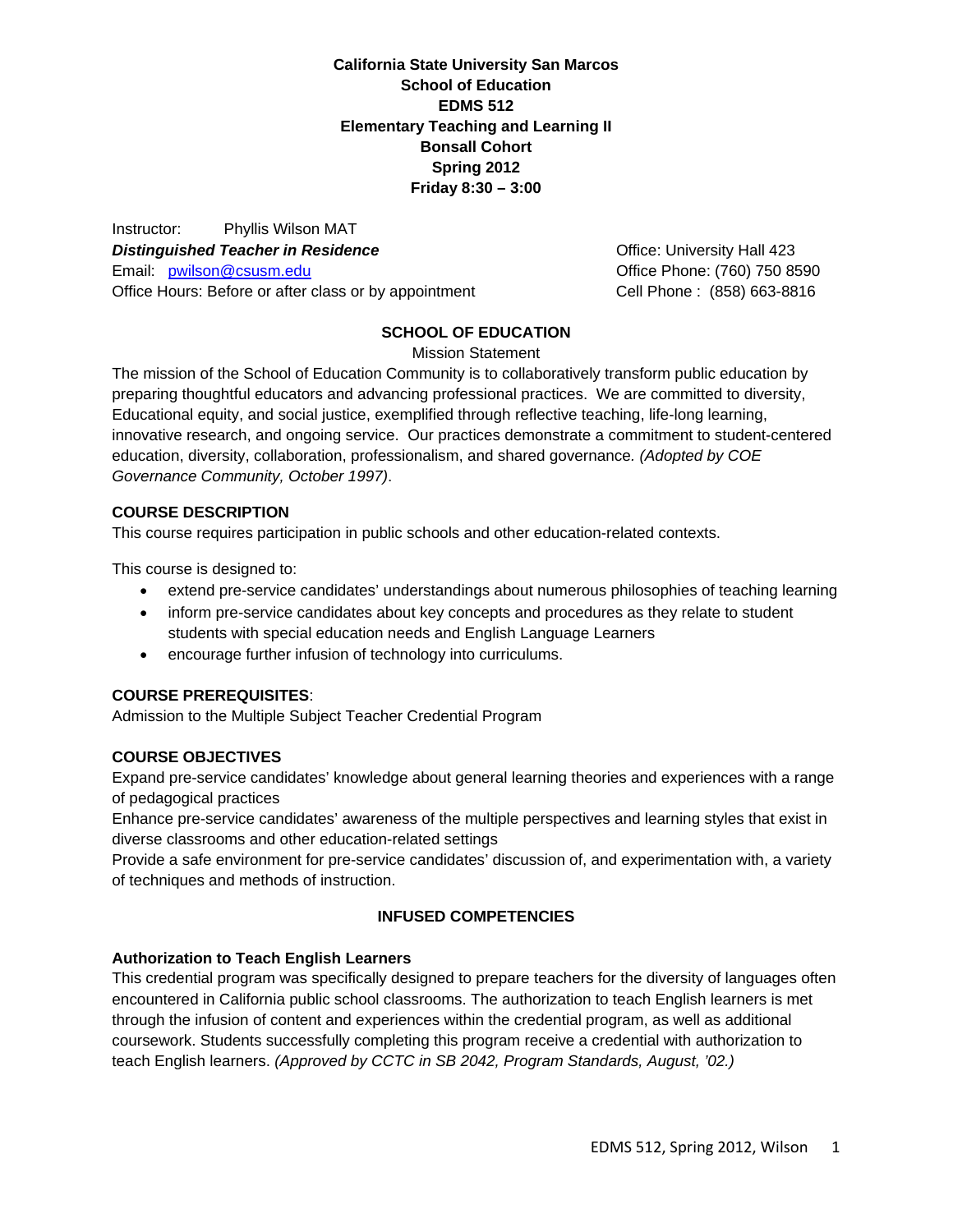**California State University San Marcos**
**School of Education**
**EDMS 512**
**Elementary Teaching and Learning II**
**Bonsall Cohort**
**Spring 2012**
**Friday 8:30 – 3:00**

Instructor: Phyllis Wilson MAT
***Distinguished Teacher in Residence***
Email: [pwilson@csusm.edu](mailto:pwilson@csusm.edu)
Office Hours: Before or after class or by appointment

Office: University Hall 423
Office Phone: (760) 750 8590
Cell Phone : (858) 663-8816

## SCHOOL OF EDUCATION

Mission Statement

The mission of the School of Education Community is to collaboratively transform public education by preparing thoughtful educators and advancing professional practices. We are committed to diversity, Educational equity, and social justice, exemplified through reflective teaching, life-long learning, innovative research, and ongoing service. Our practices demonstrate a commitment to student-centered education, diversity, collaboration, professionalism, and shared governance. *(Adopted by COE Governance Community, October 1997)*.

### COURSE DESCRIPTION

This course requires participation in public schools and other education-related contexts.

This course is designed to:

- extend pre-service candidates' understandings about numerous philosophies of teaching learning
- inform pre-service candidates about key concepts and procedures as they relate to student students with special education needs and English Language Learners
- encourage further infusion of technology into curriculums.

### COURSE PREREQUISITES:

Admission to the Multiple Subject Teacher Credential Program

### COURSE OBJECTIVES

Expand pre-service candidates' knowledge about general learning theories and experiences with a range of pedagogical practices

Enhance pre-service candidates' awareness of the multiple perspectives and learning styles that exist in diverse classrooms and other education-related settings

Provide a safe environment for pre-service candidates' discussion of, and experimentation with, a variety of techniques and methods of instruction.

## INFUSED COMPETENCIES

### Authorization to Teach English Learners

This credential program was specifically designed to prepare teachers for the diversity of languages often encountered in California public school classrooms. The authorization to teach English learners is met through the infusion of content and experiences within the credential program, as well as additional coursework. Students successfully completing this program receive a credential with authorization to teach English learners. *(Approved by CCTC in SB 2042, Program Standards, August, '02.)*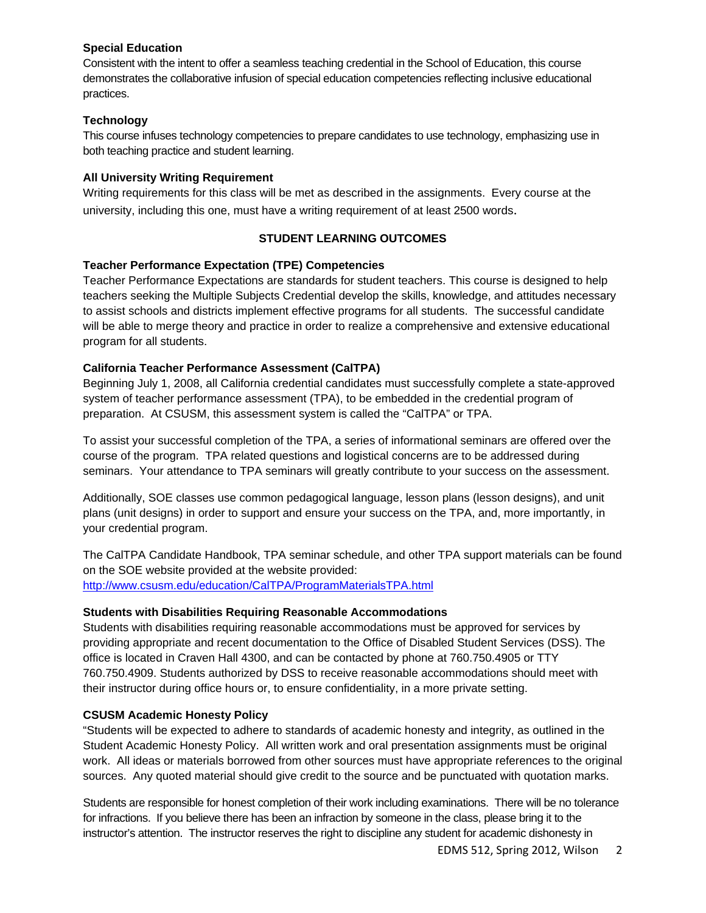### Special Education

Consistent with the intent to offer a seamless teaching credential in the School of Education, this course demonstrates the collaborative infusion of special education competencies reflecting inclusive educational practices.

### Technology

This course infuses technology competencies to prepare candidates to use technology, emphasizing use in both teaching practice and student learning.

### All University Writing Requirement

Writing requirements for this class will be met as described in the assignments. Every course at the university, including this one, must have a writing requirement of at least 2500 words.

## STUDENT LEARNING OUTCOMES

### Teacher Performance Expectation (TPE) Competencies

Teacher Performance Expectations are standards for student teachers. This course is designed to help teachers seeking the Multiple Subjects Credential develop the skills, knowledge, and attitudes necessary to assist schools and districts implement effective programs for all students. The successful candidate will be able to merge theory and practice in order to realize a comprehensive and extensive educational program for all students.

### California Teacher Performance Assessment (CalTPA)

Beginning July 1, 2008, all California credential candidates must successfully complete a state-approved system of teacher performance assessment (TPA), to be embedded in the credential program of preparation. At CSUSM, this assessment system is called the "CalTPA" or TPA.

To assist your successful completion of the TPA, a series of informational seminars are offered over the course of the program. TPA related questions and logistical concerns are to be addressed during seminars. Your attendance to TPA seminars will greatly contribute to your success on the assessment.

Additionally, SOE classes use common pedagogical language, lesson plans (lesson designs), and unit plans (unit designs) in order to support and ensure your success on the TPA, and, more importantly, in your credential program.

The CalTPA Candidate Handbook, TPA seminar schedule, and other TPA support materials can be found on the SOE website provided at the website provided:
http://www.csusm.edu/education/CalTPA/ProgramMaterialsTPA.html

### Students with Disabilities Requiring Reasonable Accommodations

Students with disabilities requiring reasonable accommodations must be approved for services by providing appropriate and recent documentation to the Office of Disabled Student Services (DSS). The office is located in Craven Hall 4300, and can be contacted by phone at 760.750.4905 or TTY 760.750.4909. Students authorized by DSS to receive reasonable accommodations should meet with their instructor during office hours or, to ensure confidentiality, in a more private setting.

### CSUSM Academic Honesty Policy

"Students will be expected to adhere to standards of academic honesty and integrity, as outlined in the Student Academic Honesty Policy. All written work and oral presentation assignments must be original work. All ideas or materials borrowed from other sources must have appropriate references to the original sources. Any quoted material should give credit to the source and be punctuated with quotation marks.

Students are responsible for honest completion of their work including examinations. There will be no tolerance for infractions. If you believe there has been an infraction by someone in the class, please bring it to the instructor's attention. The instructor reserves the right to discipline any student for academic dishonesty in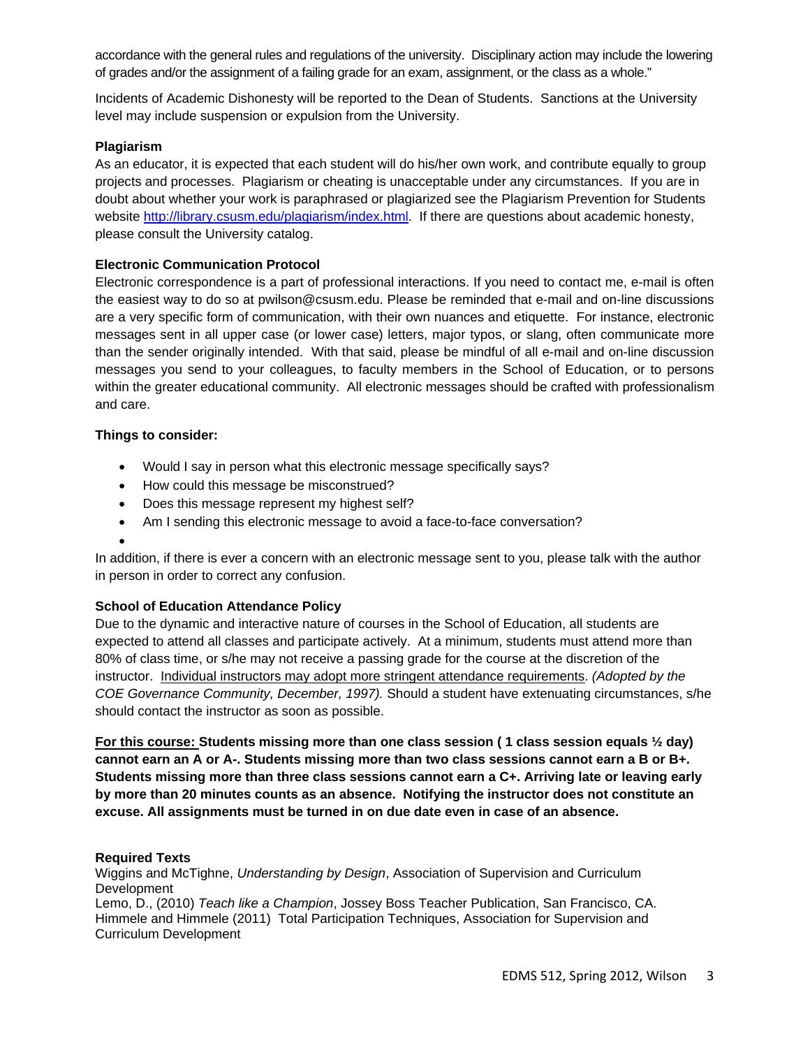accordance with the general rules and regulations of the university. Disciplinary action may include the lowering of grades and/or the assignment of a failing grade for an exam, assignment, or the class as a whole."

Incidents of Academic Dishonesty will be reported to the Dean of Students. Sanctions at the University level may include suspension or expulsion from the University.

**Plagiarism**

As an educator, it is expected that each student will do his/her own work, and contribute equally to group projects and processes. Plagiarism or cheating is unacceptable under any circumstances. If you are in doubt about whether your work is paraphrased or plagiarized see the Plagiarism Prevention for Students website [http://library.csusm.edu/plagiarism/index.html](http://library.csusm.edu/plagiarism/index.html). If there are questions about academic honesty, please consult the University catalog.

**Electronic Communication Protocol**

Electronic correspondence is a part of professional interactions. If you need to contact me, e-mail is often the easiest way to do so at pwilson@csusm.edu. Please be reminded that e-mail and on-line discussions are a very specific form of communication, with their own nuances and etiquette. For instance, electronic messages sent in all upper case (or lower case) letters, major typos, or slang, often communicate more than the sender originally intended. With that said, please be mindful of all e-mail and on-line discussion messages you send to your colleagues, to faculty members in the School of Education, or to persons within the greater educational community. All electronic messages should be crafted with professionalism and care.

**Things to consider:**

- Would I say in person what this electronic message specifically says?
- How could this message be misconstrued?
- Does this message represent my highest self?
- Am I sending this electronic message to avoid a face-to-face conversation?

In addition, if there is ever a concern with an electronic message sent to you, please talk with the author in person in order to correct any confusion.

**School of Education Attendance Policy**

Due to the dynamic and interactive nature of courses in the School of Education, all students are expected to attend all classes and participate actively. At a minimum, students must attend more than 80% of class time, or s/he may not receive a passing grade for the course at the discretion of the instructor. <u>Individual instructors may adopt more stringent attendance requirements</u>. *(Adopted by the COE Governance Community, December, 1997).* Should a student have extenuating circumstances, s/he should contact the instructor as soon as possible.

**<u>For this course:</u> Students missing more than one class session ( 1 class session equals ½ day) cannot earn an A or A-. Students missing more than two class sessions cannot earn a B or B+. Students missing more than three class sessions cannot earn a C+. Arriving late or leaving early by more than 20 minutes counts as an absence. Notifying the instructor does not constitute an excuse. All assignments must be turned in on due date even in case of an absence.**

**Required Texts**

Wiggins and McTighne, *Understanding by Design*, Association of Supervision and Curriculum Development

Lemo, D., (2010) *Teach like a Champion*, Jossey Boss Teacher Publication, San Francisco, CA.

Himmele and Himmele (2011) Total Participation Techniques, Association for Supervision and Curriculum Development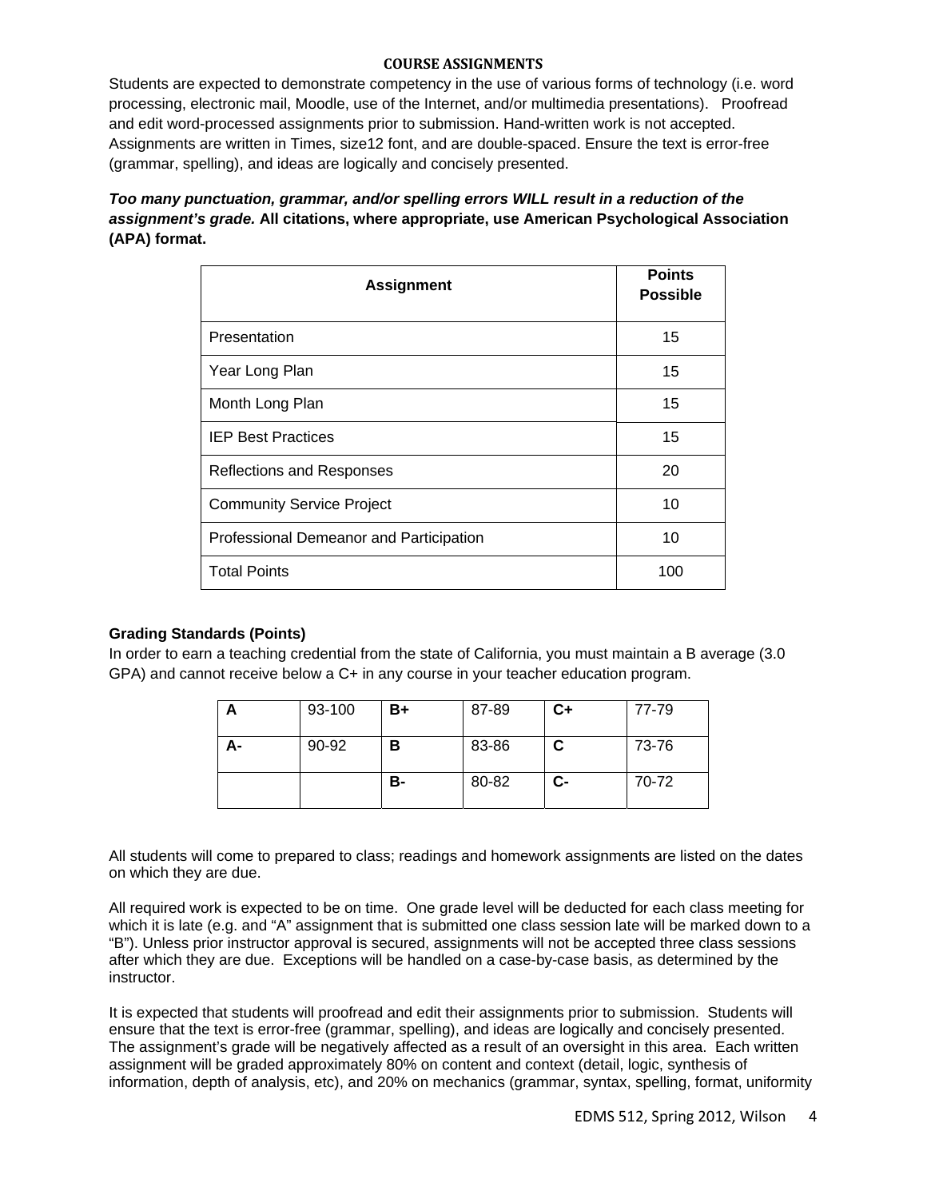## COURSE ASSIGNMENTS

Students are expected to demonstrate competency in the use of various forms of technology (i.e. word processing, electronic mail, Moodle, use of the Internet, and/or multimedia presentations). Proofread and edit word-processed assignments prior to submission. Hand-written work is not accepted. Assignments are written in Times, size12 font, and are double-spaced. Ensure the text is error-free (grammar, spelling), and ideas are logically and concisely presented.

***Too many punctuation, grammar, and/or spelling errors WILL result in a reduction of the assignment's grade.*** **All citations, where appropriate, use American Psychological Association (APA) format.**

| Assignment | Points Possible |
|---|---|
| Presentation | 15 |
| Year Long Plan | 15 |
| Month Long Plan | 15 |
| IEP Best Practices | 15 |
| Reflections and Responses | 20 |
| Community Service Project | 10 |
| Professional Demeanor and Participation | 10 |
| Total Points | 100 |

### Grading Standards (Points)

In order to earn a teaching credential from the state of California, you must maintain a B average (3.0 GPA) and cannot receive below a C+ in any course in your teacher education program.

| **A** | 93-100 | **B+** | 87-89 | **C+** | 77-79 |
|---|---|---|---|---|---|
| **A-** | 90-92 | **B** | 83-86 | **C** | 73-76 |
| | | **B-** | 80-82 | **C-** | 70-72 |

All students will come to prepared to class; readings and homework assignments are listed on the dates on which they are due.

All required work is expected to be on time. One grade level will be deducted for each class meeting for which it is late (e.g. and "A" assignment that is submitted one class session late will be marked down to a "B"). Unless prior instructor approval is secured, assignments will not be accepted three class sessions after which they are due. Exceptions will be handled on a case-by-case basis, as determined by the instructor.

It is expected that students will proofread and edit their assignments prior to submission. Students will ensure that the text is error-free (grammar, spelling), and ideas are logically and concisely presented. The assignment's grade will be negatively affected as a result of an oversight in this area. Each written assignment will be graded approximately 80% on content and context (detail, logic, synthesis of information, depth of analysis, etc), and 20% on mechanics (grammar, syntax, spelling, format, uniformity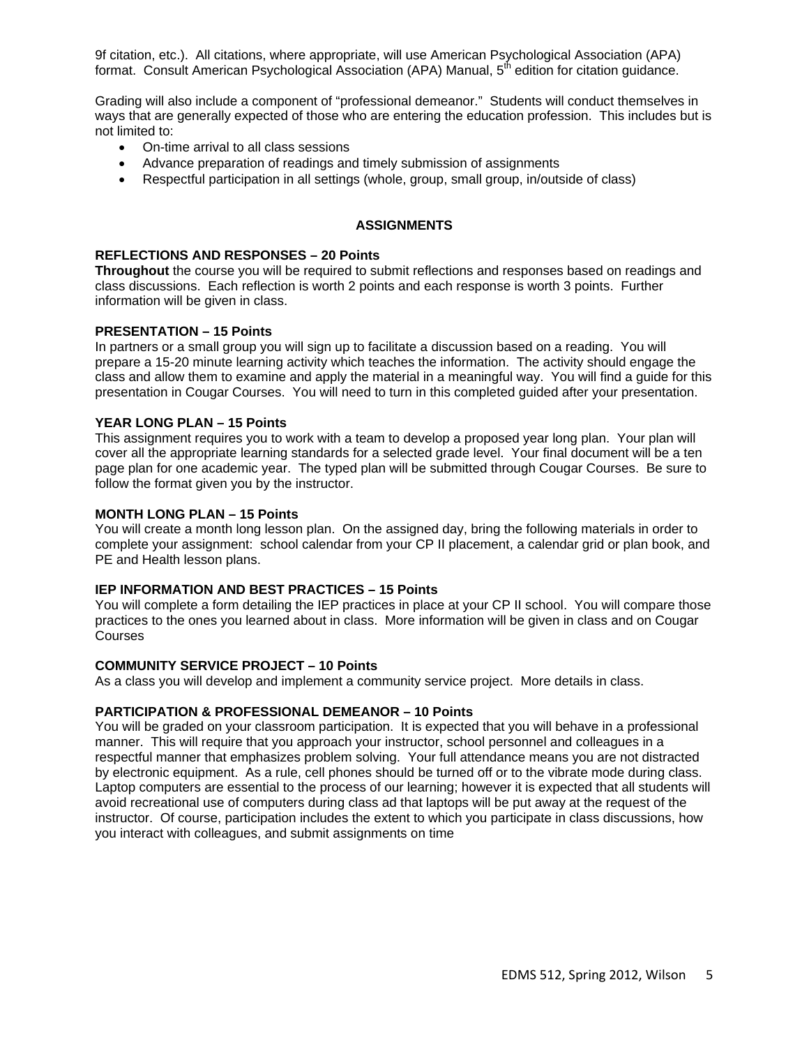9f citation, etc.). All citations, where appropriate, will use American Psychological Association (APA) format. Consult American Psychological Association (APA) Manual, 5th edition for citation guidance.

Grading will also include a component of "professional demeanor." Students will conduct themselves in ways that are generally expected of those who are entering the education profession. This includes but is not limited to:

- On-time arrival to all class sessions
- Advance preparation of readings and timely submission of assignments
- Respectful participation in all settings (whole, group, small group, in/outside of class)

## ASSIGNMENTS

### REFLECTIONS AND RESPONSES – 20 Points

**Throughout** the course you will be required to submit reflections and responses based on readings and class discussions. Each reflection is worth 2 points and each response is worth 3 points. Further information will be given in class.

### PRESENTATION – 15 Points

In partners or a small group you will sign up to facilitate a discussion based on a reading. You will prepare a 15-20 minute learning activity which teaches the information. The activity should engage the class and allow them to examine and apply the material in a meaningful way. You will find a guide for this presentation in Cougar Courses. You will need to turn in this completed guided after your presentation.

### YEAR LONG PLAN – 15 Points

This assignment requires you to work with a team to develop a proposed year long plan. Your plan will cover all the appropriate learning standards for a selected grade level. Your final document will be a ten page plan for one academic year. The typed plan will be submitted through Cougar Courses. Be sure to follow the format given you by the instructor.

### MONTH LONG PLAN – 15 Points

You will create a month long lesson plan. On the assigned day, bring the following materials in order to complete your assignment: school calendar from your CP II placement, a calendar grid or plan book, and PE and Health lesson plans.

### IEP INFORMATION AND BEST PRACTICES – 15 Points

You will complete a form detailing the IEP practices in place at your CP II school. You will compare those practices to the ones you learned about in class. More information will be given in class and on Cougar Courses

### COMMUNITY SERVICE PROJECT – 10 Points

As a class you will develop and implement a community service project. More details in class.

### PARTICIPATION & PROFESSIONAL DEMEANOR – 10 Points

You will be graded on your classroom participation. It is expected that you will behave in a professional manner. This will require that you approach your instructor, school personnel and colleagues in a respectful manner that emphasizes problem solving. Your full attendance means you are not distracted by electronic equipment. As a rule, cell phones should be turned off or to the vibrate mode during class. Laptop computers are essential to the process of our learning; however it is expected that all students will avoid recreational use of computers during class ad that laptops will be put away at the request of the instructor. Of course, participation includes the extent to which you participate in class discussions, how you interact with colleagues, and submit assignments on time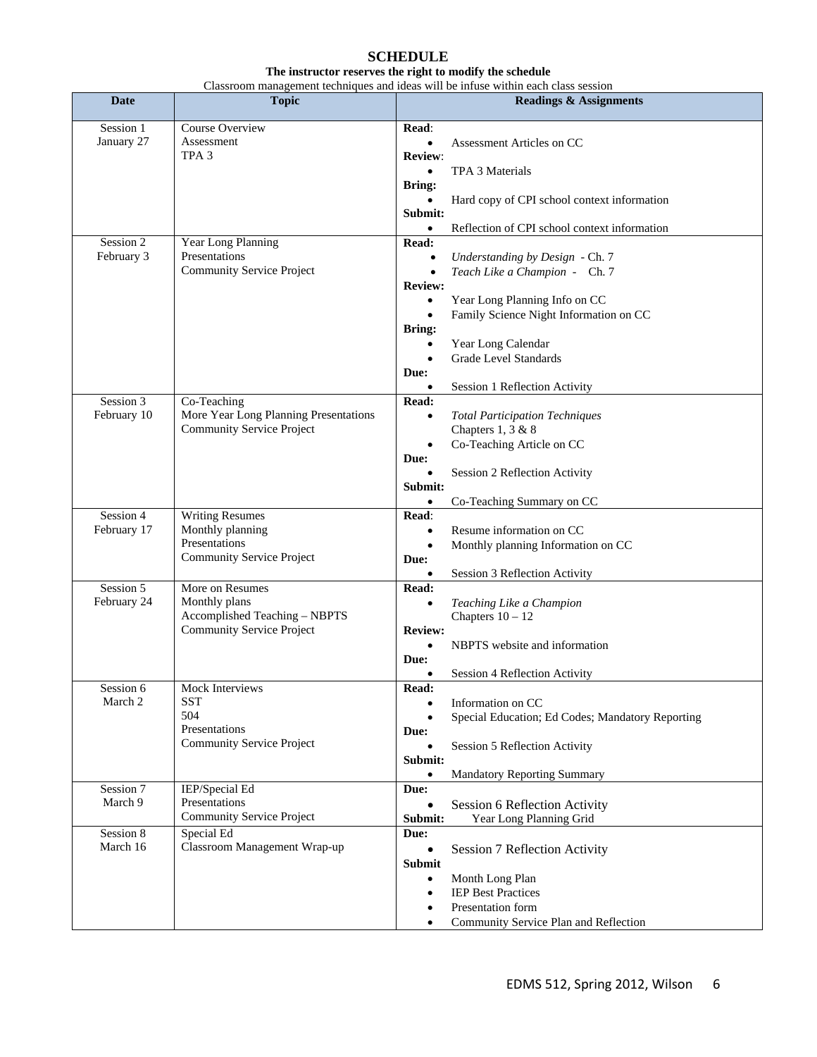# SCHEDULE

**The instructor reserves the right to modify the schedule**

Classroom management techniques and ideas will be infuse within each class session

| Date | Topic | Readings & Assignments |
|---|---|---|
| Session 1<br>January 27 | Course Overview<br>Assessment<br>TPA 3 | **Read**:<br>• Assessment Articles on CC<br>**Review**:<br>• TPA 3 Materials<br>**Bring:**<br>• Hard copy of CPI school context information<br>**Submit:**<br>• Reflection of CPI school context information |
| Session 2<br>February 3 | Year Long Planning<br>Presentations<br>Community Service Project | **Read:**<br>• *Understanding by Design* - Ch. 7<br>• *Teach Like a Champion* - Ch. 7<br>**Review:**<br>• Year Long Planning Info on CC<br>• Family Science Night Information on CC<br>**Bring:**<br>• Year Long Calendar<br>• Grade Level Standards<br>**Due:**<br>• Session 1 Reflection Activity |
| Session 3<br>February 10 | Co-Teaching<br>More Year Long Planning Presentations<br>Community Service Project | **Read:**<br>• *Total Participation Techniques* Chapters 1, 3 & 8<br>• Co-Teaching Article on CC<br>**Due:**<br>• Session 2 Reflection Activity<br>**Submit:**<br>• Co-Teaching Summary on CC |
| Session 4<br>February 17 | Writing Resumes<br>Monthly planning<br>Presentations<br>Community Service Project | **Read**:<br>• Resume information on CC<br>• Monthly planning Information on CC<br>**Due:**<br>• Session 3 Reflection Activity |
| Session 5<br>February 24 | More on Resumes<br>Monthly plans<br>Accomplished Teaching – NBPTS<br>Community Service Project | **Read:**<br>• *Teaching Like a Champion* Chapters 10 – 12<br>**Review:**<br>• NBPTS website and information<br>**Due:**<br>• Session 4 Reflection Activity |
| Session 6<br>March 2 | Mock Interviews<br>SST<br>504<br>Presentations<br>Community Service Project | **Read:**<br>• Information on CC<br>• Special Education; Ed Codes; Mandatory Reporting<br>**Due:**<br>• Session 5 Reflection Activity<br>**Submit:**<br>• Mandatory Reporting Summary |
| Session 7<br>March 9 | IEP/Special Ed<br>Presentations<br>Community Service Project | **Due:**<br>• Session 6 Reflection Activity<br>**Submit:** Year Long Planning Grid |
| Session 8<br>March 16 | Special Ed<br>Classroom Management Wrap-up | **Due:**<br>• Session 7 Reflection Activity<br>**Submit**<br>• Month Long Plan<br>• IEP Best Practices<br>• Presentation form<br>• Community Service Plan and Reflection |